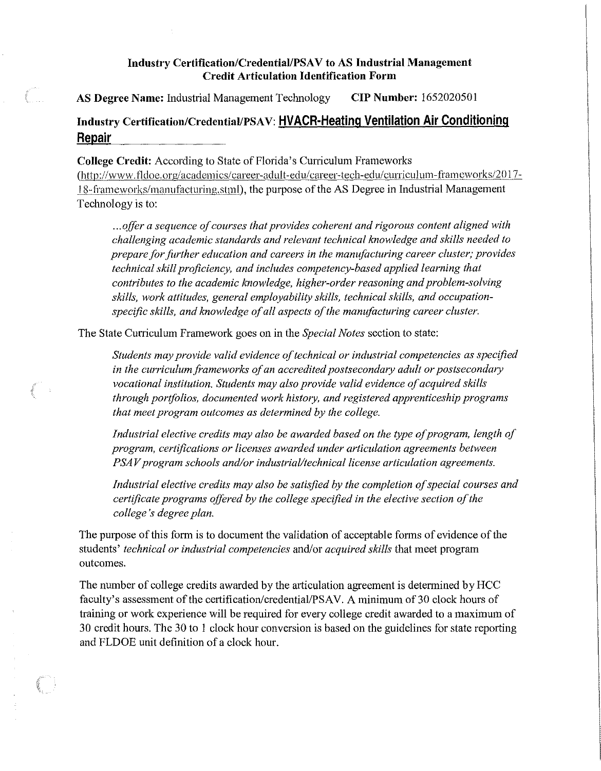## Industry Certification/Credential/PSAV to AS Industrial Management Credit Articulation Identification Form

**AS Degree Name:** Industrial Management Technology **CIP Number:** 1652020501

### Industry Certification/Credential/PSAV: HVACR-Heating Ventilation Air Conditioning Repair

**College Credit:** According to State of Florida's Curriculum Frameworks (http://www.fldoe.org/academics/career-adult-edu/career-tech-edu/curriculum-frameworks/2017-18-frameworks/manufacturing.stml), the purpose of the AS Degree in Industrial Management Technology is to:

> *...offer a sequence of courses that provides coherent and rigorous content aligned with challenging academic standards and relevant technical knowledge and skills needed to prepare for further education and careers in the manufacturing career cluster; provides technical skill proficiency, and includes competency-based applied learning that contributes to the academic knowledge, higher-order reasoning and problem-solving skills, work attitudes, general employability skills, technical skills, and occupation-specific skills, and knowledge of all aspects of the manufacturing career cluster.*

The State Curriculum Framework goes on in the *Special Notes* section to state:

> *Students may provide valid evidence of technical or industrial competencies as specified in the curriculum frameworks of an accredited postsecondary adult or postsecondary vocational institution. Students may also provide valid evidence of acquired skills through portfolios, documented work history, and registered apprenticeship programs that meet program outcomes as determined by the college.*
>
> *Industrial elective credits may also be awarded based on the type of program, length of program, certifications or licenses awarded under articulation agreements between PSAV program schools and/or industrial/technical license articulation agreements.*
>
> *Industrial elective credits may also be satisfied by the completion of special courses and certificate programs offered by the college specified in the elective section of the college's degree plan.*

The purpose of this form is to document the validation of acceptable forms of evidence of the students' *technical or industrial competencies* and/or *acquired skills* that meet program outcomes.

The number of college credits awarded by the articulation agreement is determined by HCC faculty's assessment of the certification/credential/PSAV. A minimum of 30 clock hours of training or work experience will be required for every college credit awarded to a maximum of 30 credit hours. The 30 to 1 clock hour conversion is based on the guidelines for state reporting and FLDOE unit definition of a clock hour.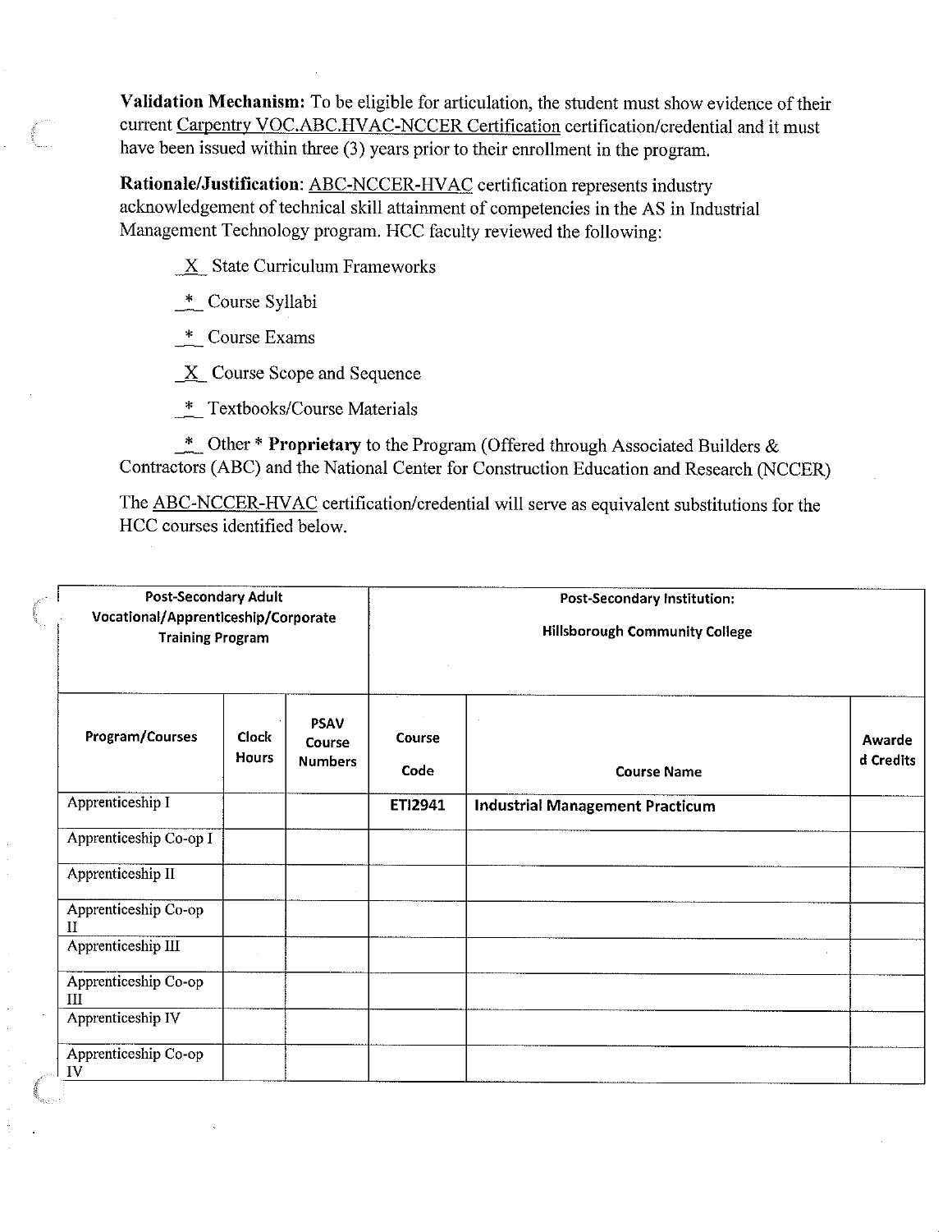**Validation Mechanism:** To be eligible for articulation, the student must show evidence of their current Carpentry VOC.ABC.HVAC-NCCER Certification certification/credential and it must have been issued within three (3) years prior to their enrollment in the program.

**Rationale/Justification**: ABC-NCCER-HVAC certification represents industry acknowledgement of technical skill attainment of competencies in the AS in Industrial Management Technology program. HCC faculty reviewed the following:

_X_ State Curriculum Frameworks

_*_ Course Syllabi

_*_ Course Exams

_X_ Course Scope and Sequence

_*_ Textbooks/Course Materials

_*_ Other * **Proprietary** to the Program (Offered through Associated Builders & Contractors (ABC) and the National Center for Construction Education and Research (NCCER)

The ABC-NCCER-HVAC certification/credential will serve as equivalent substitutions for the HCC courses identified below.

| Post-Secondary Adult Vocational/Apprenticeship/Corporate Training Program | | | Post-Secondary Institution: Hillsborough Community College | | |
|---|---|---|---|---|---|
| **Program/Courses** | **Clock Hours** | **PSAV Course Numbers** | **Course Code** | **Course Name** | **Awarded Credits** |
| Apprenticeship I | | | **ETI2941** | **Industrial Management Practicum** | |
| Apprenticeship Co-op I | | | | | |
| Apprenticeship II | | | | | |
| Apprenticeship Co-op II | | | | | |
| Apprenticeship III | | | | | |
| Apprenticeship Co-op III | | | | | |
| Apprenticeship IV | | | | | |
| Apprenticeship Co-op IV | | | | | |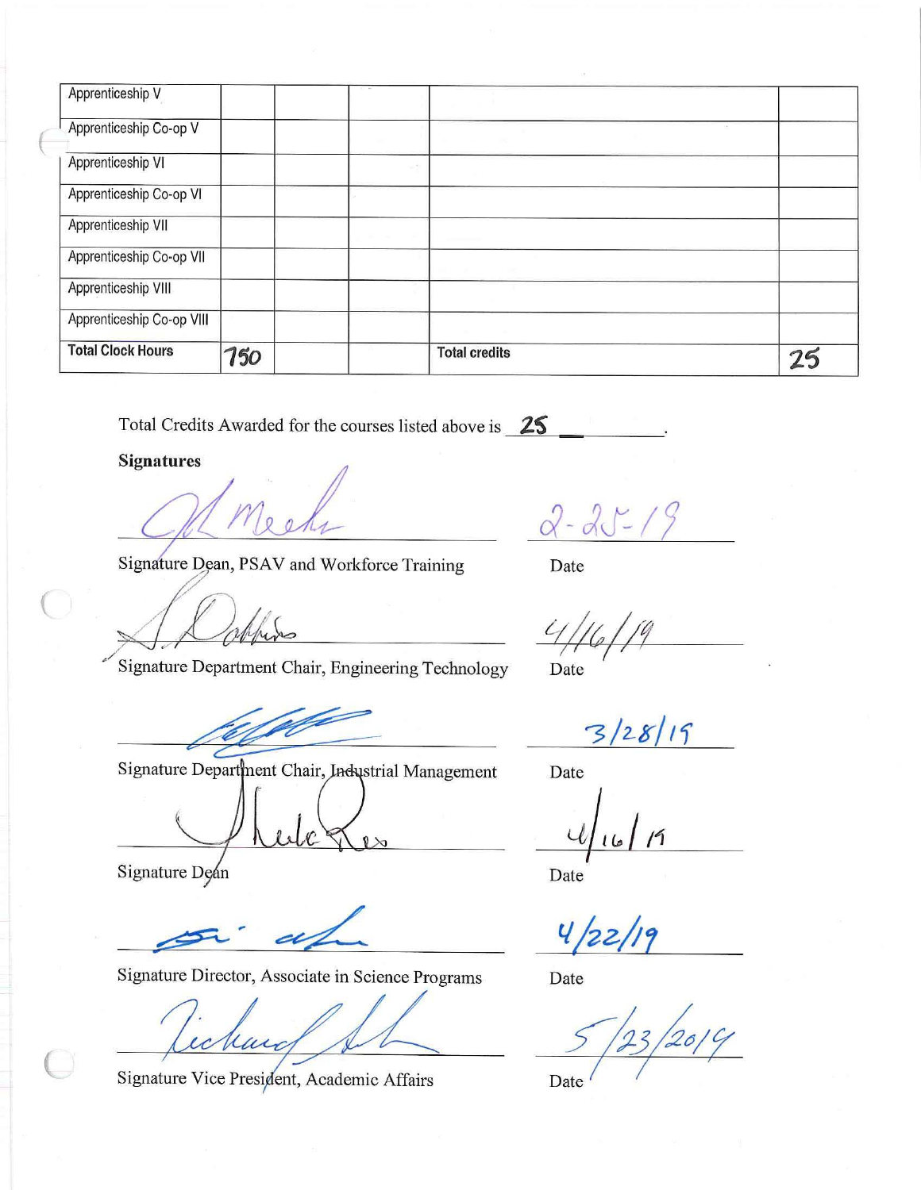| | | | | | |
|---|---|---|---|---|---|
| Apprenticeship V | | | | | |
| Apprenticeship Co-op V | | | | | |
| Apprenticeship VI | | | | | |
| Apprenticeship Co-op VI | | | | | |
| Apprenticeship VII | | | | | |
| Apprenticeship Co-op VII | | | | | |
| Apprenticeship VIII | | | | | |
| Apprenticeship Co-op VIII | | | | | |
| **Total Clock Hours** | 750 | | | **Total credits** | 25 |

Total Credits Awarded for the courses listed above is 25 \_\_\_\_\_\_\_\_.

**Signatures**

Signature Dean, PSAV and Workforce Training — Date: 2-25-19

Signature Department Chair, Engineering Technology — Date: 4/16/19

Signature Department Chair, Industrial Management — Date: 3/28/19

Signature Dean — Date: 4/16/19

Signature Director, Associate in Science Programs — Date: 4/22/19

Signature Vice President, Academic Affairs — Date: 5/23/2019